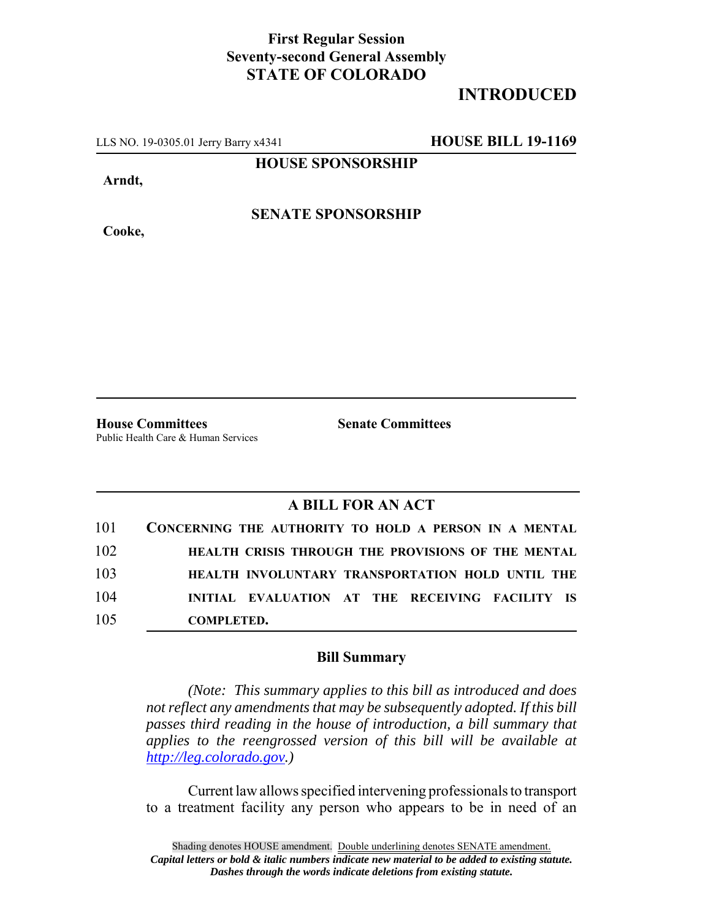**First Regular Session**
**Seventy-second General Assembly**
**STATE OF COLORADO**

# INTRODUCED

LLS NO. 19-0305.01 Jerry Barry x4341 **HOUSE BILL 19-1169**

**HOUSE SPONSORSHIP**

**Arndt,**

**SENATE SPONSORSHIP**

**Cooke,**

**House Committees**
Public Health Care & Human Services

**Senate Committees**

## A BILL FOR AN ACT

101 **CONCERNING THE AUTHORITY TO HOLD A PERSON IN A MENTAL**
102 **HEALTH CRISIS THROUGH THE PROVISIONS OF THE MENTAL**
103 **HEALTH INVOLUNTARY TRANSPORTATION HOLD UNTIL THE**
104 **INITIAL EVALUATION AT THE RECEIVING FACILITY IS**
105 **COMPLETED.**

### Bill Summary

*(Note: This summary applies to this bill as introduced and does not reflect any amendments that may be subsequently adopted. If this bill passes third reading in the house of introduction, a bill summary that applies to the reengrossed version of this bill will be available at http://leg.colorado.gov.)*

Current law allows specified intervening professionals to transport to a treatment facility any person who appears to be in need of an

Shading denotes HOUSE amendment. Double underlining denotes SENATE amendment.
***Capital letters or bold & italic numbers indicate new material to be added to existing statute.***
***Dashes through the words indicate deletions from existing statute.***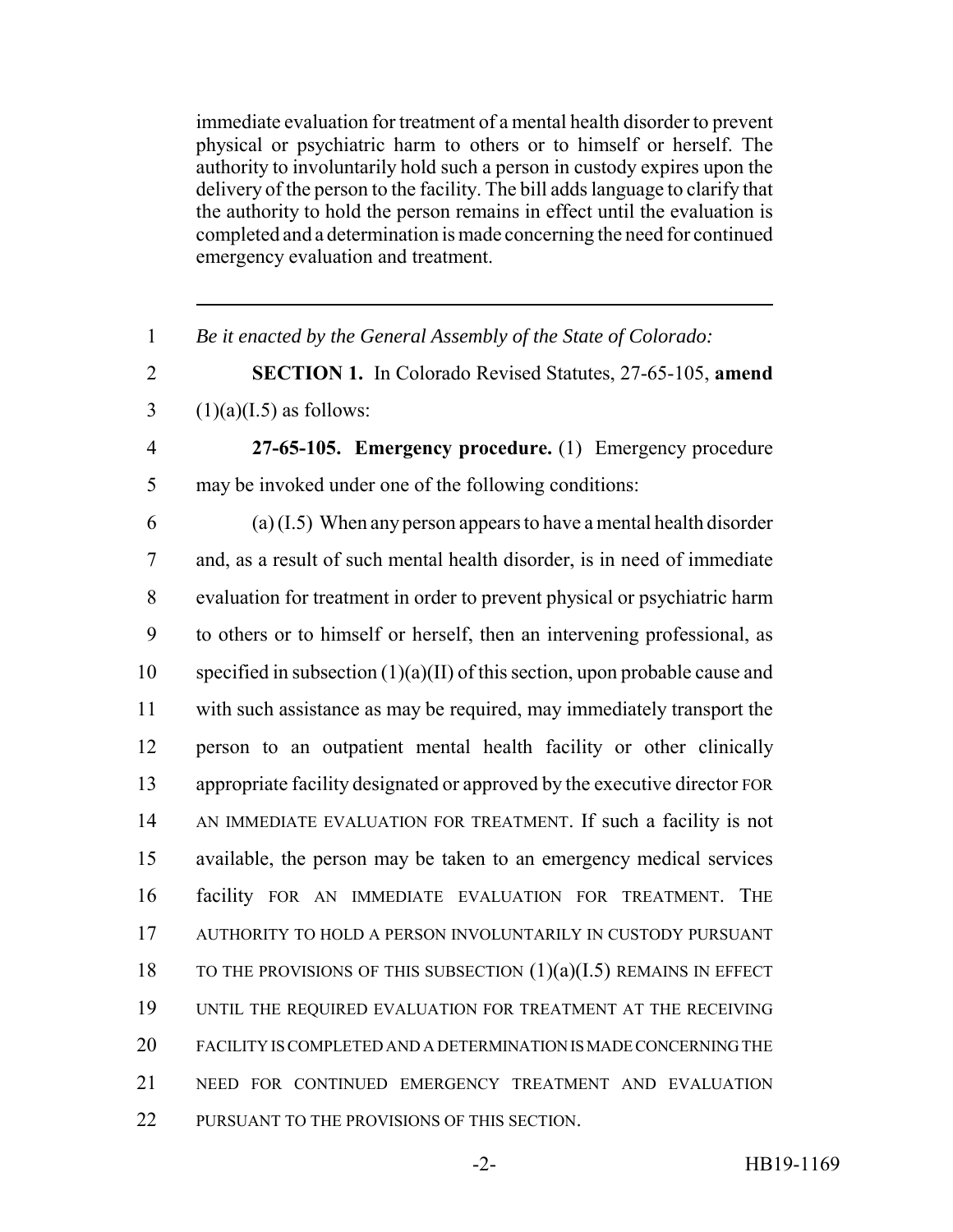immediate evaluation for treatment of a mental health disorder to prevent physical or psychiatric harm to others or to himself or herself. The authority to involuntarily hold such a person in custody expires upon the delivery of the person to the facility. The bill adds language to clarify that the authority to hold the person remains in effect until the evaluation is completed and a determination is made concerning the need for continued emergency evaluation and treatment.

---

1 *Be it enacted by the General Assembly of the State of Colorado:*

2 **SECTION 1.** In Colorado Revised Statutes, 27-65-105, **amend**
3 (1)(a)(I.5) as follows:

4 **27-65-105. Emergency procedure.** (1) Emergency procedure
5 may be invoked under one of the following conditions:

6 (a) (I.5) When any person appears to have a mental health disorder
7 and, as a result of such mental health disorder, is in need of immediate
8 evaluation for treatment in order to prevent physical or psychiatric harm
9 to others or to himself or herself, then an intervening professional, as
10 specified in subsection (1)(a)(II) of this section, upon probable cause and
11 with such assistance as may be required, may immediately transport the
12 person to an outpatient mental health facility or other clinically
13 appropriate facility designated or approved by the executive director FOR
14 AN IMMEDIATE EVALUATION FOR TREATMENT. If such a facility is not
15 available, the person may be taken to an emergency medical services
16 facility FOR AN IMMEDIATE EVALUATION FOR TREATMENT. THE
17 AUTHORITY TO HOLD A PERSON INVOLUNTARILY IN CUSTODY PURSUANT
18 TO THE PROVISIONS OF THIS SUBSECTION (1)(a)(I.5) REMAINS IN EFFECT
19 UNTIL THE REQUIRED EVALUATION FOR TREATMENT AT THE RECEIVING
20 FACILITY IS COMPLETED AND A DETERMINATION IS MADE CONCERNING THE
21 NEED FOR CONTINUED EMERGENCY TREATMENT AND EVALUATION
22 PURSUANT TO THE PROVISIONS OF THIS SECTION.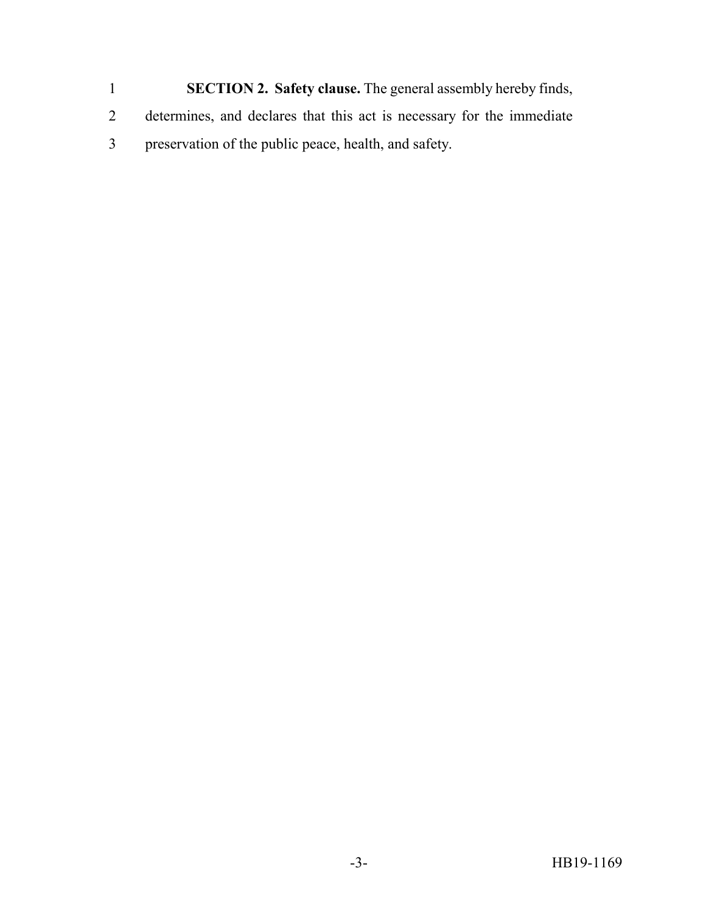**SECTION 2. Safety clause.** The general assembly hereby finds, determines, and declares that this act is necessary for the immediate preservation of the public peace, health, and safety.